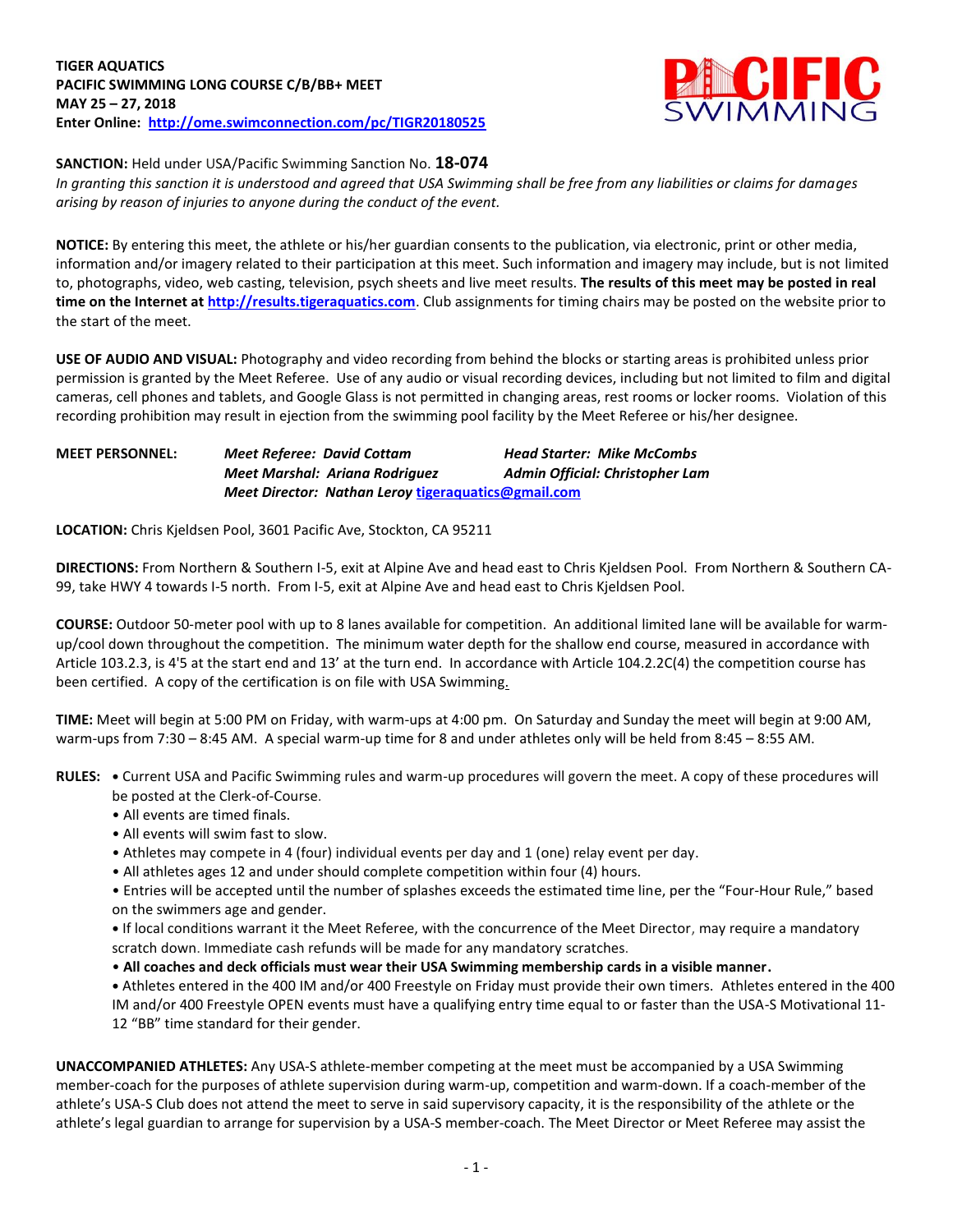**TIGER AQUATICS**
**PACIFIC SWIMMING LONG COURSE C/B/BB+ MEET**
**MAY 25 – 27, 2018**
**Enter Online: [http://ome.swimconnection.com/pc/TIGR20180525](http://ome.swimconnection.com/pc/TIGR20180525)**

**SANCTION:** Held under USA/Pacific Swimming Sanction No. **18-074**
*In granting this sanction it is understood and agreed that USA Swimming shall be free from any liabilities or claims for damages arising by reason of injuries to anyone during the conduct of the event.*

**NOTICE:** By entering this meet, the athlete or his/her guardian consents to the publication, via electronic, print or other media, information and/or imagery related to their participation at this meet. Such information and imagery may include, but is not limited to, photographs, video, web casting, television, psych sheets and live meet results. **The results of this meet may be posted in real time on the Internet at [http://results.tigeraquatics.com](http://results.tigeraquatics.com)**. Club assignments for timing chairs may be posted on the website prior to the start of the meet.

**USE OF AUDIO AND VISUAL:** Photography and video recording from behind the blocks or starting areas is prohibited unless prior permission is granted by the Meet Referee. Use of any audio or visual recording devices, including but not limited to film and digital cameras, cell phones and tablets, and Google Glass is not permitted in changing areas, rest rooms or locker rooms. Violation of this recording prohibition may result in ejection from the swimming pool facility by the Meet Referee or his/her designee.

**MEET PERSONNEL:**
*Meet Referee: David Cottam* — *Head Starter: Mike McCombs*
*Meet Marshal: Ariana Rodriguez* — *Admin Official: Christopher Lam*
*Meet Director: Nathan Leroy* [tigeraquatics@gmail.com](mailto:tigeraquatics@gmail.com)

**LOCATION:** Chris Kjeldsen Pool, 3601 Pacific Ave, Stockton, CA 95211

**DIRECTIONS:** From Northern & Southern I-5, exit at Alpine Ave and head east to Chris Kjeldsen Pool. From Northern & Southern CA-99, take HWY 4 towards I-5 north. From I-5, exit at Alpine Ave and head east to Chris Kjeldsen Pool.

**COURSE:** Outdoor 50-meter pool with up to 8 lanes available for competition. An additional limited lane will be available for warm-up/cool down throughout the competition. The minimum water depth for the shallow end course, measured in accordance with Article 103.2.3, is 4'5 at the start end and 13' at the turn end. In accordance with Article 104.2.2C(4) the competition course has been certified. A copy of the certification is on file with USA Swimming.

**TIME:** Meet will begin at 5:00 PM on Friday, with warm-ups at 4:00 pm. On Saturday and Sunday the meet will begin at 9:00 AM, warm-ups from 7:30 – 8:45 AM. A special warm-up time for 8 and under athletes only will be held from 8:45 – 8:55 AM.

**RULES:**
- Current USA and Pacific Swimming rules and warm-up procedures will govern the meet. A copy of these procedures will be posted at the Clerk-of-Course.
- All events are timed finals.
- All events will swim fast to slow.
- Athletes may compete in 4 (four) individual events per day and 1 (one) relay event per day.
- All athletes ages 12 and under should complete competition within four (4) hours.
- Entries will be accepted until the number of splashes exceeds the estimated time line, per the "Four-Hour Rule," based on the swimmers age and gender.
- If local conditions warrant it the Meet Referee, with the concurrence of the Meet Director, may require a mandatory scratch down. Immediate cash refunds will be made for any mandatory scratches.
- **All coaches and deck officials must wear their USA Swimming membership cards in a visible manner.**
- Athletes entered in the 400 IM and/or 400 Freestyle on Friday must provide their own timers. Athletes entered in the 400 IM and/or 400 Freestyle OPEN events must have a qualifying entry time equal to or faster than the USA-S Motivational 11-12 "BB" time standard for their gender.

**UNACCOMPANIED ATHLETES:** Any USA-S athlete-member competing at the meet must be accompanied by a USA Swimming member-coach for the purposes of athlete supervision during warm-up, competition and warm-down. If a coach-member of the athlete's USA-S Club does not attend the meet to serve in said supervisory capacity, it is the responsibility of the athlete or the athlete's legal guardian to arrange for supervision by a USA-S member-coach. The Meet Director or Meet Referee may assist the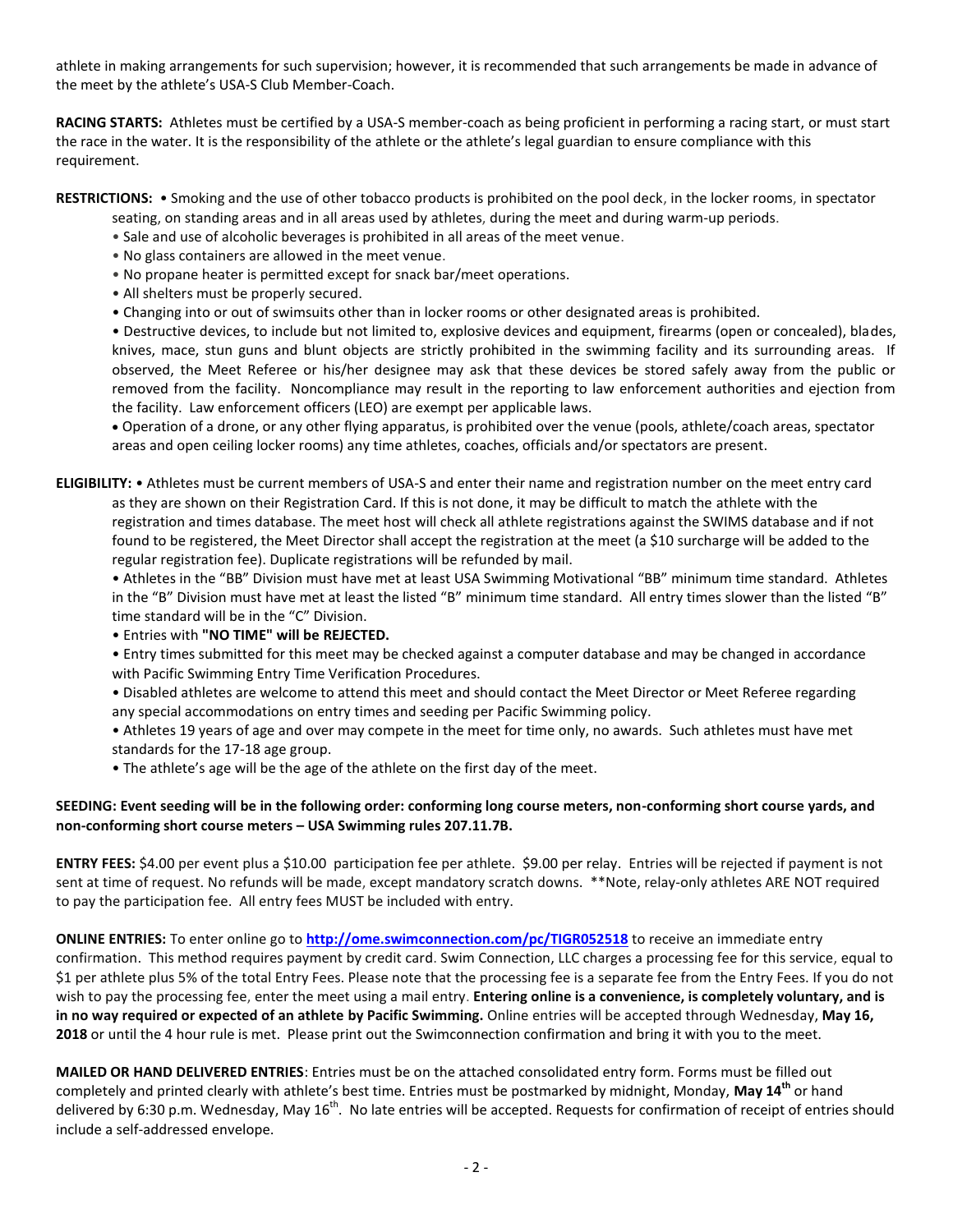athlete in making arrangements for such supervision; however, it is recommended that such arrangements be made in advance of the meet by the athlete's USA-S Club Member-Coach.

**RACING STARTS:** Athletes must be certified by a USA-S member-coach as being proficient in performing a racing start, or must start the race in the water. It is the responsibility of the athlete or the athlete's legal guardian to ensure compliance with this requirement.

**RESTRICTIONS:** • Smoking and the use of other tobacco products is prohibited on the pool deck, in the locker rooms, in spectator seating, on standing areas and in all areas used by athletes, during the meet and during warm-up periods.

- Sale and use of alcoholic beverages is prohibited in all areas of the meet venue.
- No glass containers are allowed in the meet venue.
- No propane heater is permitted except for snack bar/meet operations.
- All shelters must be properly secured.
- Changing into or out of swimsuits other than in locker rooms or other designated areas is prohibited.
- Destructive devices, to include but not limited to, explosive devices and equipment, firearms (open or concealed), blades, knives, mace, stun guns and blunt objects are strictly prohibited in the swimming facility and its surrounding areas. If observed, the Meet Referee or his/her designee may ask that these devices be stored safely away from the public or removed from the facility. Noncompliance may result in the reporting to law enforcement authorities and ejection from the facility. Law enforcement officers (LEO) are exempt per applicable laws.
- Operation of a drone, or any other flying apparatus, is prohibited over the venue (pools, athlete/coach areas, spectator areas and open ceiling locker rooms) any time athletes, coaches, officials and/or spectators are present.

**ELIGIBILITY:** • Athletes must be current members of USA-S and enter their name and registration number on the meet entry card as they are shown on their Registration Card. If this is not done, it may be difficult to match the athlete with the registration and times database. The meet host will check all athlete registrations against the SWIMS database and if not found to be registered, the Meet Director shall accept the registration at the meet (a $10 surcharge will be added to the regular registration fee). Duplicate registrations will be refunded by mail.

- Athletes in the "BB" Division must have met at least USA Swimming Motivational "BB" minimum time standard. Athletes in the "B" Division must have met at least the listed "B" minimum time standard. All entry times slower than the listed "B" time standard will be in the "C" Division.
- Entries with **"NO TIME" will be REJECTED.**
- Entry times submitted for this meet may be checked against a computer database and may be changed in accordance with Pacific Swimming Entry Time Verification Procedures.
- Disabled athletes are welcome to attend this meet and should contact the Meet Director or Meet Referee regarding any special accommodations on entry times and seeding per Pacific Swimming policy.
- Athletes 19 years of age and over may compete in the meet for time only, no awards. Such athletes must have met standards for the 17-18 age group.
- The athlete's age will be the age of the athlete on the first day of the meet.

**SEEDING: Event seeding will be in the following order: conforming long course meters, non-conforming short course yards, and non-conforming short course meters – USA Swimming rules 207.11.7B.**

**ENTRY FEES:** $4.00 per event plus a $10.00 participation fee per athlete. $9.00 per relay. Entries will be rejected if payment is not sent at time of request. No refunds will be made, except mandatory scratch downs. **Note, relay-only athletes ARE NOT required to pay the participation fee. All entry fees MUST be included with entry.

**ONLINE ENTRIES:** To enter online go to **http://ome.swimconnection.com/pc/TIGR052518** to receive an immediate entry confirmation. This method requires payment by credit card. Swim Connection, LLC charges a processing fee for this service, equal to $1 per athlete plus 5% of the total Entry Fees. Please note that the processing fee is a separate fee from the Entry Fees. If you do not wish to pay the processing fee, enter the meet using a mail entry. **Entering online is a convenience, is completely voluntary, and is in no way required or expected of an athlete by Pacific Swimming.** Online entries will be accepted through Wednesday, **May 16, 2018** or until the 4 hour rule is met. Please print out the Swimconnection confirmation and bring it with you to the meet.

**MAILED OR HAND DELIVERED ENTRIES**: Entries must be on the attached consolidated entry form. Forms must be filled out completely and printed clearly with athlete's best time. Entries must be postmarked by midnight, Monday, **May 14th** or hand delivered by 6:30 p.m. Wednesday, May 16th. No late entries will be accepted. Requests for confirmation of receipt of entries should include a self-addressed envelope.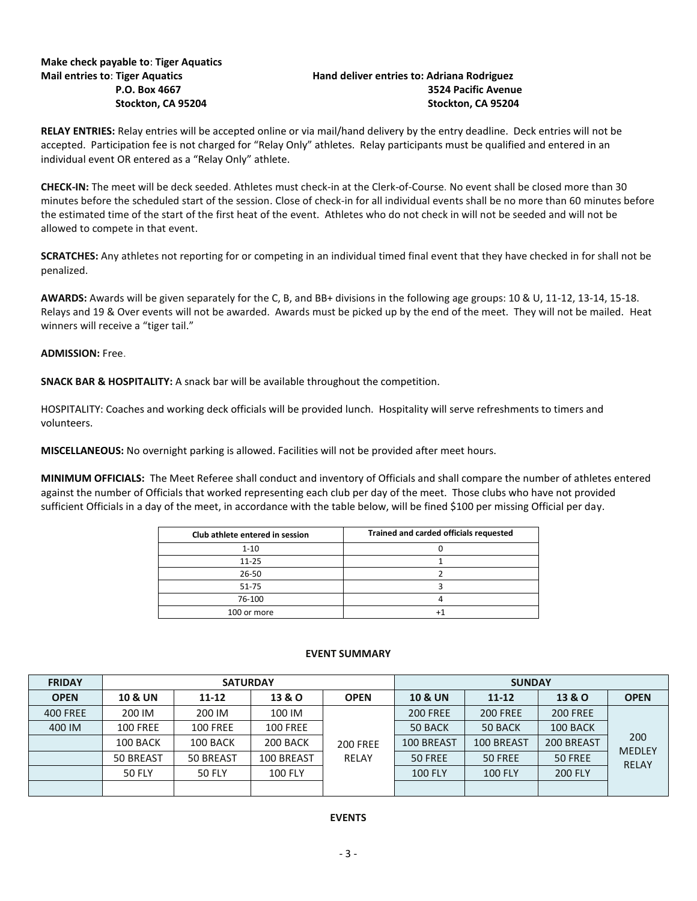**Make check payable to**: **Tiger Aquatics**
**Mail entries to**: **Tiger Aquatics**
**P.O. Box 4667**
**Stockton, CA 95204**

**Hand deliver entries to: Adriana Rodriguez**
**3524 Pacific Avenue**
**Stockton, CA 95204**

**RELAY ENTRIES:** Relay entries will be accepted online or via mail/hand delivery by the entry deadline. Deck entries will not be accepted. Participation fee is not charged for "Relay Only" athletes. Relay participants must be qualified and entered in an individual event OR entered as a "Relay Only" athlete.

**CHECK-IN:** The meet will be deck seeded. Athletes must check-in at the Clerk-of-Course. No event shall be closed more than 30 minutes before the scheduled start of the session. Close of check-in for all individual events shall be no more than 60 minutes before the estimated time of the start of the first heat of the event. Athletes who do not check in will not be seeded and will not be allowed to compete in that event.

**SCRATCHES:** Any athletes not reporting for or competing in an individual timed final event that they have checked in for shall not be penalized.

**AWARDS:** Awards will be given separately for the C, B, and BB+ divisions in the following age groups: 10 & U, 11-12, 13-14, 15-18. Relays and 19 & Over events will not be awarded. Awards must be picked up by the end of the meet. They will not be mailed. Heat winners will receive a "tiger tail."

**ADMISSION:** Free.

**SNACK BAR & HOSPITALITY:** A snack bar will be available throughout the competition.

HOSPITALITY: Coaches and working deck officials will be provided lunch. Hospitality will serve refreshments to timers and volunteers.

**MISCELLANEOUS:** No overnight parking is allowed. Facilities will not be provided after meet hours.

**MINIMUM OFFICIALS:** The Meet Referee shall conduct and inventory of Officials and shall compare the number of athletes entered against the number of Officials that worked representing each club per day of the meet. Those clubs who have not provided sufficient Officials in a day of the meet, in accordance with the table below, will be fined $100 per missing Official per day.

| Club athlete entered in session | Trained and carded officials requested |
|---|---|
| 1-10 | 0 |
| 11-25 | 1 |
| 26-50 | 2 |
| 51-75 | 3 |
| 76-100 | 4 |
| 100 or more | +1 |

**EVENT SUMMARY**

| FRIDAY | SATURDAY | | | | SUNDAY | | | |
|---|---|---|---|---|---|---|---|---|
| **OPEN** | **10 & UN** | **11-12** | **13 & O** | **OPEN** | **10 & UN** | **11-12** | **13 & O** | **OPEN** |
| 400 FREE | 200 IM | 200 IM | 100 IM | 200 FREE RELAY | 200 FREE | 200 FREE | 200 FREE | 200 MEDLEY RELAY |
| 400 IM | 100 FREE | 100 FREE | 100 FREE | | 50 BACK | 50 BACK | 100 BACK | |
| | 100 BACK | 100 BACK | 200 BACK | | 100 BREAST | 100 BREAST | 200 BREAST | |
| | 50 BREAST | 50 BREAST | 100 BREAST | | 50 FREE | 50 FREE | 50 FREE | |
| | 50 FLY | 50 FLY | 100 FLY | | 100 FLY | 100 FLY | 200 FLY | |
| | | | | | | | | |

**EVENTS**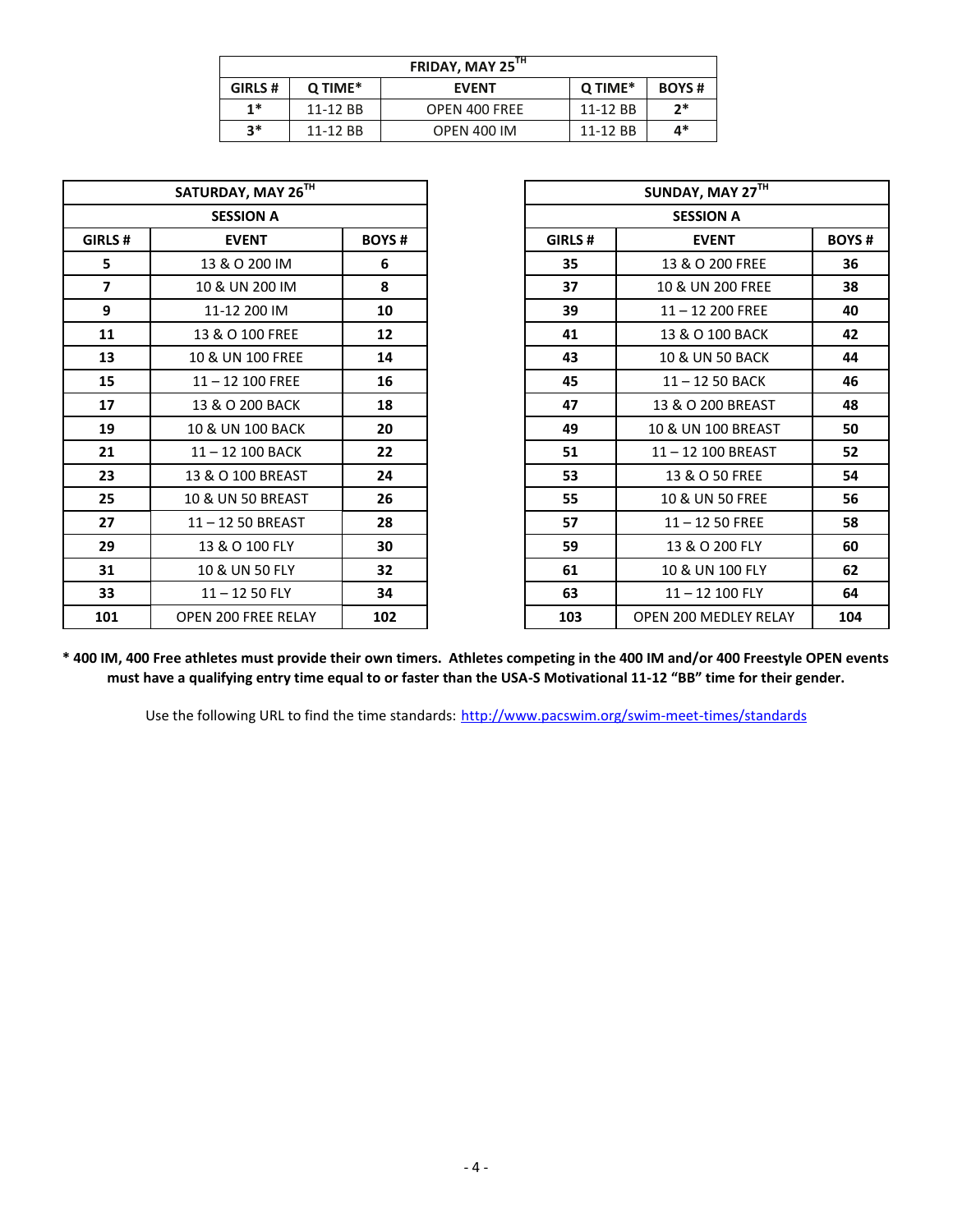| FRIDAY, MAY 25TH | | | | |
|---|---|---|---|---|
| **GIRLS #** | **Q TIME*** | **EVENT** | **Q TIME*** | **BOYS #** |
| **1*** | 11-12 BB | OPEN 400 FREE | 11-12 BB | **2*** |
| **3*** | 11-12 BB | OPEN 400 IM | 11-12 BB | **4*** |

| SATURDAY, MAY 26TH | | |
|---|---|---|
| **SESSION A** | | |
| **GIRLS #** | **EVENT** | **BOYS #** |
| **5** | 13 & O 200 IM | **6** |
| **7** | 10 & UN 200 IM | **8** |
| **9** | 11-12 200 IM | **10** |
| **11** | 13 & O 100 FREE | **12** |
| **13** | 10 & UN 100 FREE | **14** |
| **15** | 11 – 12 100 FREE | **16** |
| **17** | 13 & O 200 BACK | **18** |
| **19** | 10 & UN 100 BACK | **20** |
| **21** | 11 – 12 100 BACK | **22** |
| **23** | 13 & O 100 BREAST | **24** |
| **25** | 10 & UN 50 BREAST | **26** |
| **27** | 11 – 12 50 BREAST | **28** |
| **29** | 13 & O 100 FLY | **30** |
| **31** | 10 & UN 50 FLY | **32** |
| **33** | 11 – 12 50 FLY | **34** |
| **101** | OPEN 200 FREE RELAY | **102** |

| SUNDAY, MAY 27TH | | |
|---|---|---|
| **SESSION A** | | |
| **GIRLS #** | **EVENT** | **BOYS #** |
| **35** | 13 & O 200 FREE | **36** |
| **37** | 10 & UN 200 FREE | **38** |
| **39** | 11 – 12 200 FREE | **40** |
| **41** | 13 & O 100 BACK | **42** |
| **43** | 10 & UN 50 BACK | **44** |
| **45** | 11 – 12 50 BACK | **46** |
| **47** | 13 & O 200 BREAST | **48** |
| **49** | 10 & UN 100 BREAST | **50** |
| **51** | 11 – 12 100 BREAST | **52** |
| **53** | 13 & O 50 FREE | **54** |
| **55** | 10 & UN 50 FREE | **56** |
| **57** | 11 – 12 50 FREE | **58** |
| **59** | 13 & O 200 FLY | **60** |
| **61** | 10 & UN 100 FLY | **62** |
| **63** | 11 – 12 100 FLY | **64** |
| **103** | OPEN 200 MEDLEY RELAY | **104** |

**\* 400 IM, 400 Free athletes must provide their own timers. Athletes competing in the 400 IM and/or 400 Freestyle OPEN events must have a qualifying entry time equal to or faster than the USA-S Motivational 11-12 "BB" time for their gender.**

Use the following URL to find the time standards: http://www.pacswim.org/swim-meet-times/standards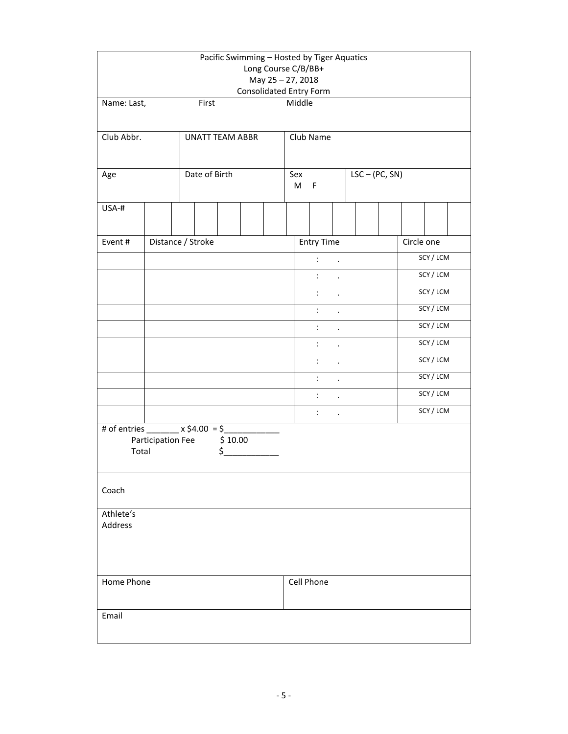Pacific Swimming – Hosted by Tiger Aquatics
Long Course C/B/BB+
May 25 – 27, 2018
Consolidated Entry Form

| | | | |
|---|---|---|---|
| Name: Last, | First | Middle | |
| Club Abbr. | UNATT TEAM ABBR | Club Name | |
| Age | Date of Birth | Sex<br>M F | LSC – (PC, SN) |
| USA-# | | | |

| Event # | Distance / Stroke | Entry Time | Circle one |
|---|---|---|---|
| | | : . | SCY / LCM |
| | | : . | SCY / LCM |
| | | : . | SCY / LCM |
| | | : . | SCY / LCM |
| | | : . | SCY / LCM |
| | | : . | SCY / LCM |
| | | : . | SCY / LCM |
| | | : . | SCY / LCM |
| | | : . | SCY / LCM |
| | | : . | SCY / LCM |

# of entries _______ x $4.00 = $____________
Participation Fee $ 10.00
Total $____________

| | |
|---|---|
| Coach | |
| Athlete's Address | |
| Home Phone | Cell Phone |
| Email | |